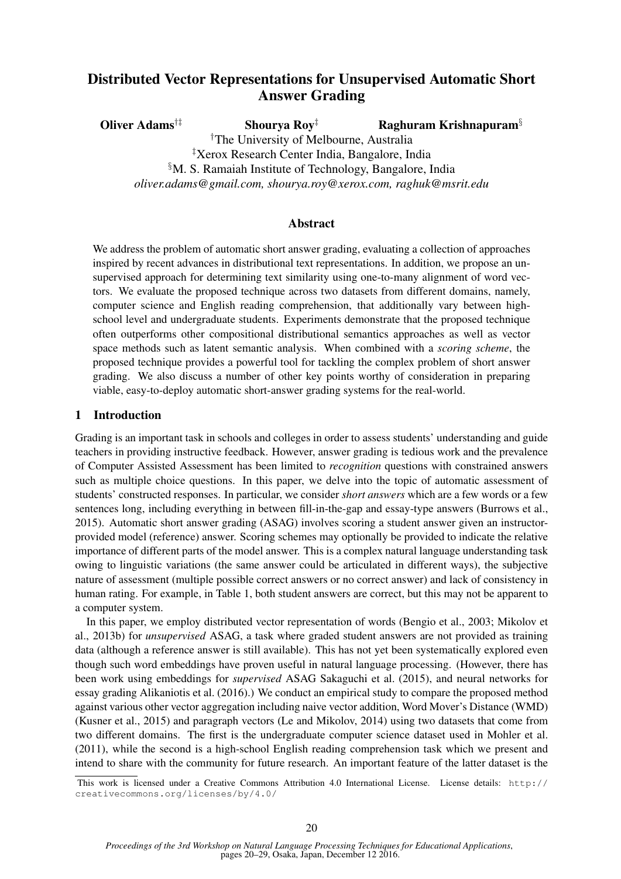# Distributed Vector Representations for Unsupervised Automatic Short Answer Grading

**Oliver Adams**[†‡] **Shourya Roy**[‡] **Raghuram Krishnapuram**[§]

[†]The University of Melbourne, Australia
[‡]Xerox Research Center India, Bangalore, India
[§]M. S. Ramaiah Institute of Technology, Bangalore, India
*oliver.adams@gmail.com, shourya.roy@xerox.com, raghuk@msrit.edu*

## Abstract

We address the problem of automatic short answer grading, evaluating a collection of approaches inspired by recent advances in distributional text representations. In addition, we propose an unsupervised approach for determining text similarity using one-to-many alignment of word vectors. We evaluate the proposed technique across two datasets from different domains, namely, computer science and English reading comprehension, that additionally vary between high-school level and undergraduate students. Experiments demonstrate that the proposed technique often outperforms other compositional distributional semantics approaches as well as vector space methods such as latent semantic analysis. When combined with a *scoring scheme*, the proposed technique provides a powerful tool for tackling the complex problem of short answer grading. We also discuss a number of other key points worthy of consideration in preparing viable, easy-to-deploy automatic short-answer grading systems for the real-world.

## 1 Introduction

Grading is an important task in schools and colleges in order to assess students' understanding and guide teachers in providing instructive feedback. However, answer grading is tedious work and the prevalence of Computer Assisted Assessment has been limited to *recognition* questions with constrained answers such as multiple choice questions. In this paper, we delve into the topic of automatic assessment of students' constructed responses. In particular, we consider *short answers* which are a few words or a few sentences long, including everything in between fill-in-the-gap and essay-type answers (Burrows et al., 2015). Automatic short answer grading (ASAG) involves scoring a student answer given an instructor-provided model (reference) answer. Scoring schemes may optionally be provided to indicate the relative importance of different parts of the model answer. This is a complex natural language understanding task owing to linguistic variations (the same answer could be articulated in different ways), the subjective nature of assessment (multiple possible correct answers or no correct answer) and lack of consistency in human rating. For example, in Table 1, both student answers are correct, but this may not be apparent to a computer system.

In this paper, we employ distributed vector representation of words (Bengio et al., 2003; Mikolov et al., 2013b) for *unsupervised* ASAG, a task where graded student answers are not provided as training data (although a reference answer is still available). This has not yet been systematically explored even though such word embeddings have proven useful in natural language processing. (However, there has been work using embeddings for *supervised* ASAG Sakaguchi et al. (2015), and neural networks for essay grading Alikaniotis et al. (2016).) We conduct an empirical study to compare the proposed method against various other vector aggregation including naive vector addition, Word Mover's Distance (WMD) (Kusner et al., 2015) and paragraph vectors (Le and Mikolov, 2014) using two datasets that come from two different domains. The first is the undergraduate computer science dataset used in Mohler et al. (2011), while the second is a high-school English reading comprehension task which we present and intend to share with the community for future research. An important feature of the latter dataset is the

This work is licensed under a Creative Commons Attribution 4.0 International License. License details: http://creativecommons.org/licenses/by/4.0/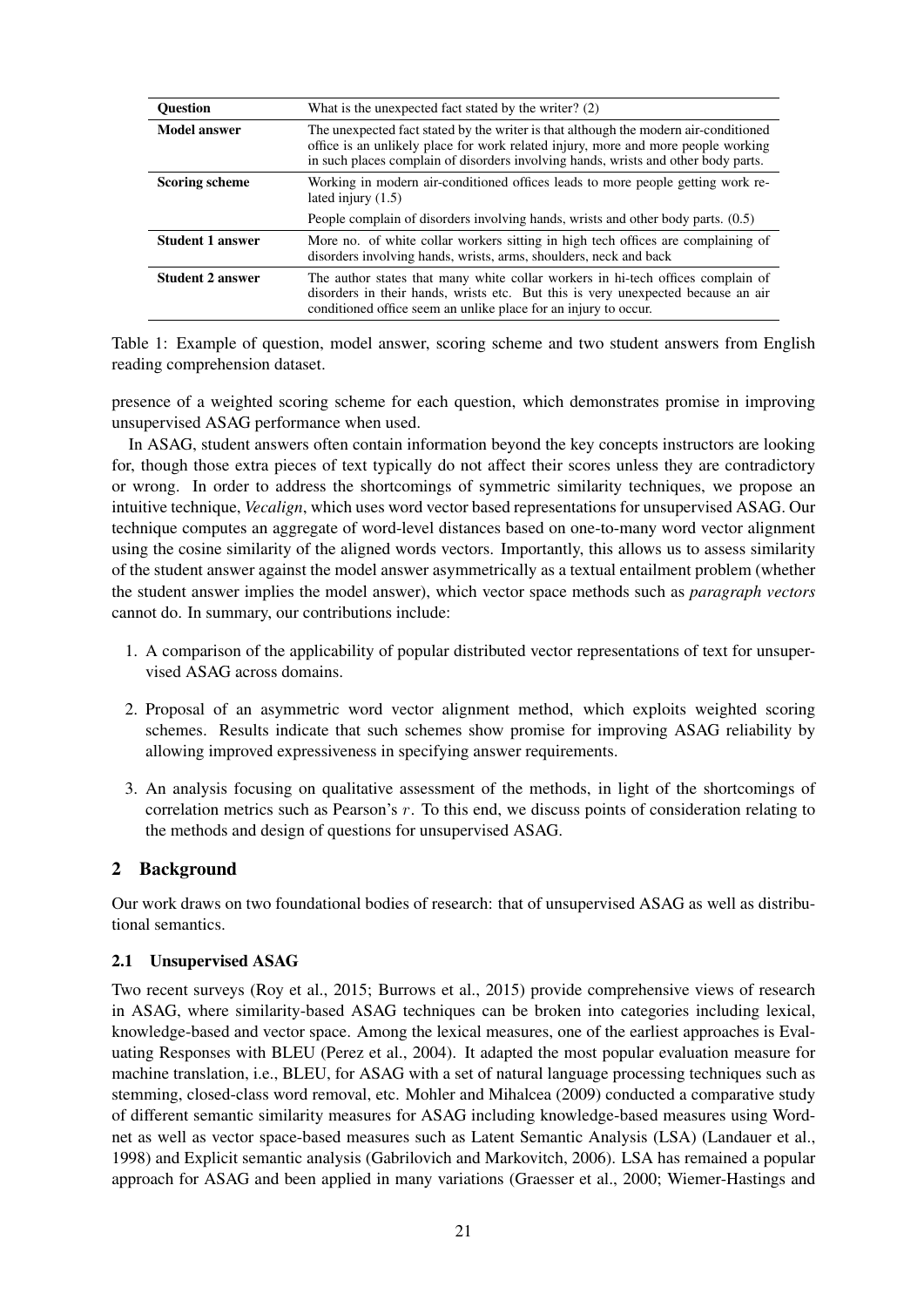| Question | What is the unexpected fact stated by the writer? (2) |
|---|---|
| **Model answer** | The unexpected fact stated by the writer is that although the modern air-conditioned office is an unlikely place for work related injury, more and more people working in such places complain of disorders involving hands, wrists and other body parts. |
| **Scoring scheme** | Working in modern air-conditioned offices leads to more people getting work related injury (1.5) |
| | People complain of disorders involving hands, wrists and other body parts. (0.5) |
| **Student 1 answer** | More no. of white collar workers sitting in high tech offices are complaining of disorders involving hands, wrists, arms, shoulders, neck and back |
| **Student 2 answer** | The author states that many white collar workers in hi-tech offices complain of disorders in their hands, wrists etc. But this is very unexpected because an air conditioned office seem an unlike place for an injury to occur. |

Table 1: Example of question, model answer, scoring scheme and two student answers from English reading comprehension dataset.

presence of a weighted scoring scheme for each question, which demonstrates promise in improving unsupervised ASAG performance when used.

In ASAG, student answers often contain information beyond the key concepts instructors are looking for, though those extra pieces of text typically do not affect their scores unless they are contradictory or wrong. In order to address the shortcomings of symmetric similarity techniques, we propose an intuitive technique, *Vecalign*, which uses word vector based representations for unsupervised ASAG. Our technique computes an aggregate of word-level distances based on one-to-many word vector alignment using the cosine similarity of the aligned words vectors. Importantly, this allows us to assess similarity of the student answer against the model answer asymmetrically as a textual entailment problem (whether the student answer implies the model answer), which vector space methods such as *paragraph vectors* cannot do. In summary, our contributions include:

1. A comparison of the applicability of popular distributed vector representations of text for unsupervised ASAG across domains.
2. Proposal of an asymmetric word vector alignment method, which exploits weighted scoring schemes. Results indicate that such schemes show promise for improving ASAG reliability by allowing improved expressiveness in specifying answer requirements.
3. An analysis focusing on qualitative assessment of the methods, in light of the shortcomings of correlation metrics such as Pearson's $r$. To this end, we discuss points of consideration relating to the methods and design of questions for unsupervised ASAG.

## 2 Background

Our work draws on two foundational bodies of research: that of unsupervised ASAG as well as distributional semantics.

### 2.1 Unsupervised ASAG

Two recent surveys (Roy et al., 2015; Burrows et al., 2015) provide comprehensive views of research in ASAG, where similarity-based ASAG techniques can be broken into categories including lexical, knowledge-based and vector space. Among the lexical measures, one of the earliest approaches is Evaluating Responses with BLEU (Perez et al., 2004). It adapted the most popular evaluation measure for machine translation, i.e., BLEU, for ASAG with a set of natural language processing techniques such as stemming, closed-class word removal, etc. Mohler and Mihalcea (2009) conducted a comparative study of different semantic similarity measures for ASAG including knowledge-based measures using Wordnet as well as vector space-based measures such as Latent Semantic Analysis (LSA) (Landauer et al., 1998) and Explicit semantic analysis (Gabrilovich and Markovitch, 2006). LSA has remained a popular approach for ASAG and been applied in many variations (Graesser et al., 2000; Wiemer-Hastings and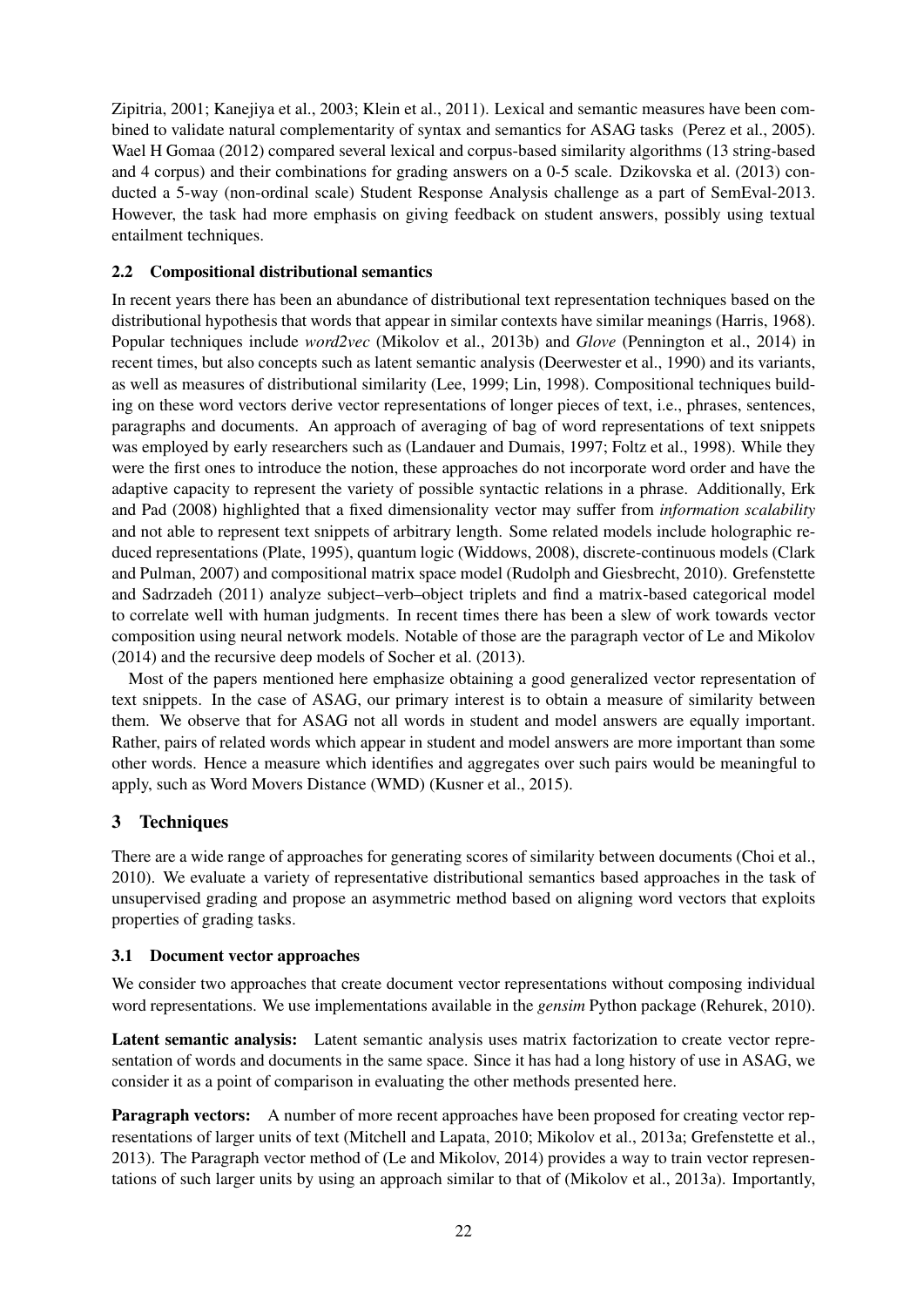Zipitria, 2001; Kanejiya et al., 2003; Klein et al., 2011). Lexical and semantic measures have been combined to validate natural complementarity of syntax and semantics for ASAG tasks (Perez et al., 2005). Wael H Gomaa (2012) compared several lexical and corpus-based similarity algorithms (13 string-based and 4 corpus) and their combinations for grading answers on a 0-5 scale. Dzikovska et al. (2013) conducted a 5-way (non-ordinal scale) Student Response Analysis challenge as a part of SemEval-2013. However, the task had more emphasis on giving feedback on student answers, possibly using textual entailment techniques.

### 2.2 Compositional distributional semantics

In recent years there has been an abundance of distributional text representation techniques based on the distributional hypothesis that words that appear in similar contexts have similar meanings (Harris, 1968). Popular techniques include *word2vec* (Mikolov et al., 2013b) and *Glove* (Pennington et al., 2014) in recent times, but also concepts such as latent semantic analysis (Deerwester et al., 1990) and its variants, as well as measures of distributional similarity (Lee, 1999; Lin, 1998). Compositional techniques building on these word vectors derive vector representations of longer pieces of text, i.e., phrases, sentences, paragraphs and documents. An approach of averaging of bag of word representations of text snippets was employed by early researchers such as (Landauer and Dumais, 1997; Foltz et al., 1998). While they were the first ones to introduce the notion, these approaches do not incorporate word order and have the adaptive capacity to represent the variety of possible syntactic relations in a phrase. Additionally, Erk and Pad (2008) highlighted that a fixed dimensionality vector may suffer from *information scalability* and not able to represent text snippets of arbitrary length. Some related models include holographic reduced representations (Plate, 1995), quantum logic (Widdows, 2008), discrete-continuous models (Clark and Pulman, 2007) and compositional matrix space model (Rudolph and Giesbrecht, 2010). Grefenstette and Sadrzadeh (2011) analyze subject–verb–object triplets and find a matrix-based categorical model to correlate well with human judgments. In recent times there has been a slew of work towards vector composition using neural network models. Notable of those are the paragraph vector of Le and Mikolov (2014) and the recursive deep models of Socher et al. (2013).

Most of the papers mentioned here emphasize obtaining a good generalized vector representation of text snippets. In the case of ASAG, our primary interest is to obtain a measure of similarity between them. We observe that for ASAG not all words in student and model answers are equally important. Rather, pairs of related words which appear in student and model answers are more important than some other words. Hence a measure which identifies and aggregates over such pairs would be meaningful to apply, such as Word Movers Distance (WMD) (Kusner et al., 2015).

## 3 Techniques

There are a wide range of approaches for generating scores of similarity between documents (Choi et al., 2010). We evaluate a variety of representative distributional semantics based approaches in the task of unsupervised grading and propose an asymmetric method based on aligning word vectors that exploits properties of grading tasks.

### 3.1 Document vector approaches

We consider two approaches that create document vector representations without composing individual word representations. We use implementations available in the *gensim* Python package (Rehurek, 2010).

**Latent semantic analysis:** Latent semantic analysis uses matrix factorization to create vector representation of words and documents in the same space. Since it has had a long history of use in ASAG, we consider it as a point of comparison in evaluating the other methods presented here.

**Paragraph vectors:** A number of more recent approaches have been proposed for creating vector representations of larger units of text (Mitchell and Lapata, 2010; Mikolov et al., 2013a; Grefenstette et al., 2013). The Paragraph vector method of (Le and Mikolov, 2014) provides a way to train vector representations of such larger units by using an approach similar to that of (Mikolov et al., 2013a). Importantly,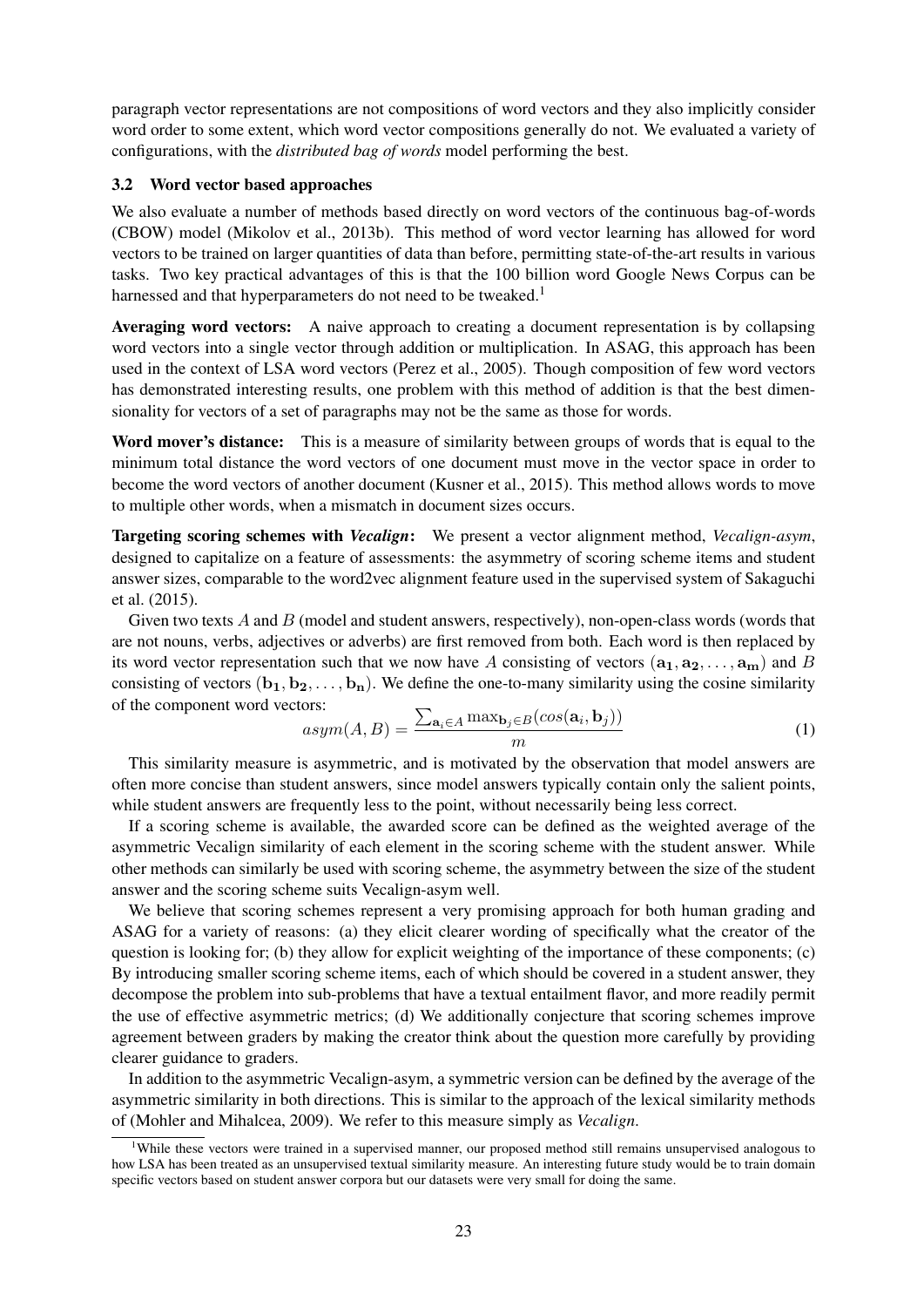paragraph vector representations are not compositions of word vectors and they also implicitly consider word order to some extent, which word vector compositions generally do not. We evaluated a variety of configurations, with the *distributed bag of words* model performing the best.

### 3.2 Word vector based approaches

We also evaluate a number of methods based directly on word vectors of the continuous bag-of-words (CBOW) model (Mikolov et al., 2013b). This method of word vector learning has allowed for word vectors to be trained on larger quantities of data than before, permitting state-of-the-art results in various tasks. Two key practical advantages of this is that the 100 billion word Google News Corpus can be harnessed and that hyperparameters do not need to be tweaked.[1]

**Averaging word vectors:** A naive approach to creating a document representation is by collapsing word vectors into a single vector through addition or multiplication. In ASAG, this approach has been used in the context of LSA word vectors (Perez et al., 2005). Though composition of few word vectors has demonstrated interesting results, one problem with this method of addition is that the best dimensionality for vectors of a set of paragraphs may not be the same as those for words.

**Word mover's distance:** This is a measure of similarity between groups of words that is equal to the minimum total distance the word vectors of one document must move in the vector space in order to become the word vectors of another document (Kusner et al., 2015). This method allows words to move to multiple other words, when a mismatch in document sizes occurs.

**Targeting scoring schemes with *Vecalign*:** We present a vector alignment method, *Vecalign-asym*, designed to capitalize on a feature of assessments: the asymmetry of scoring scheme items and student answer sizes, comparable to the word2vec alignment feature used in the supervised system of Sakaguchi et al. (2015).

Given two texts $A$ and $B$ (model and student answers, respectively), non-open-class words (words that are not nouns, verbs, adjectives or adverbs) are first removed from both. Each word is then replaced by its word vector representation such that we now have $A$ consisting of vectors $(\mathbf{a_1}, \mathbf{a_2}, \ldots, \mathbf{a_m})$ and $B$ consisting of vectors $(\mathbf{b_1}, \mathbf{b_2}, \ldots, \mathbf{b_n})$. We define the one-to-many similarity using the cosine similarity of the component word vectors:

$$asym(A, B) = \frac{\sum_{\mathbf{a}_i \in A} \max_{\mathbf{b}_j \in B}(cos(\mathbf{a}_i, \mathbf{b}_j))}{m} \tag{1}$$

This similarity measure is asymmetric, and is motivated by the observation that model answers are often more concise than student answers, since model answers typically contain only the salient points, while student answers are frequently less to the point, without necessarily being less correct.

If a scoring scheme is available, the awarded score can be defined as the weighted average of the asymmetric Vecalign similarity of each element in the scoring scheme with the student answer. While other methods can similarly be used with scoring scheme, the asymmetry between the size of the student answer and the scoring scheme suits Vecalign-asym well.

We believe that scoring schemes represent a very promising approach for both human grading and ASAG for a variety of reasons: (a) they elicit clearer wording of specifically what the creator of the question is looking for; (b) they allow for explicit weighting of the importance of these components; (c) By introducing smaller scoring scheme items, each of which should be covered in a student answer, they decompose the problem into sub-problems that have a textual entailment flavor, and more readily permit the use of effective asymmetric metrics; (d) We additionally conjecture that scoring schemes improve agreement between graders by making the creator think about the question more carefully by providing clearer guidance to graders.

In addition to the asymmetric Vecalign-asym, a symmetric version can be defined by the average of the asymmetric similarity in both directions. This is similar to the approach of the lexical similarity methods of (Mohler and Mihalcea, 2009). We refer to this measure simply as *Vecalign*.

[1]While these vectors were trained in a supervised manner, our proposed method still remains unsupervised analogous to how LSA has been treated as an unsupervised textual similarity measure. An interesting future study would be to train domain specific vectors based on student answer corpora but our datasets were very small for doing the same.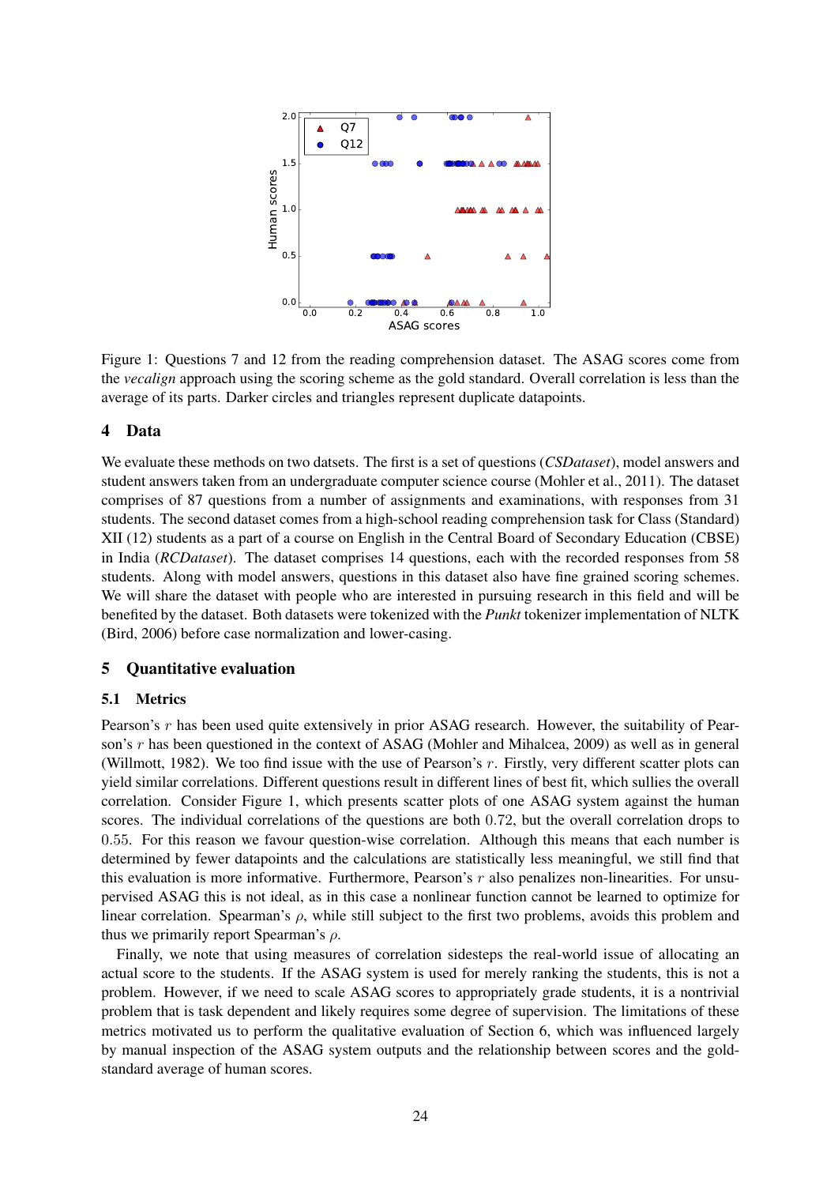Figure 1: Questions 7 and 12 from the reading comprehension dataset. The ASAG scores come from the *vecalign* approach using the scoring scheme as the gold standard. Overall correlation is less than the average of its parts. Darker circles and triangles represent duplicate datapoints.

## 4 Data

We evaluate these methods on two datsets. The first is a set of questions (*CSDataset*), model answers and student answers taken from an undergraduate computer science course (Mohler et al., 2011). The dataset comprises of 87 questions from a number of assignments and examinations, with responses from 31 students. The second dataset comes from a high-school reading comprehension task for Class (Standard) XII (12) students as a part of a course on English in the Central Board of Secondary Education (CBSE) in India (*RCDataset*). The dataset comprises 14 questions, each with the recorded responses from 58 students. Along with model answers, questions in this dataset also have fine grained scoring schemes. We will share the dataset with people who are interested in pursuing research in this field and will be benefited by the dataset. Both datasets were tokenized with the *Punkt* tokenizer implementation of NLTK (Bird, 2006) before case normalization and lower-casing.

## 5 Quantitative evaluation

### 5.1 Metrics

Pearson's $r$ has been used quite extensively in prior ASAG research. However, the suitability of Pearson's $r$ has been questioned in the context of ASAG (Mohler and Mihalcea, 2009) as well as in general (Willmott, 1982). We too find issue with the use of Pearson's $r$. Firstly, very different scatter plots can yield similar correlations. Different questions result in different lines of best fit, which sullies the overall correlation. Consider Figure 1, which presents scatter plots of one ASAG system against the human scores. The individual correlations of the questions are both $0.72$, but the overall correlation drops to $0.55$. For this reason we favour question-wise correlation. Although this means that each number is determined by fewer datapoints and the calculations are statistically less meaningful, we still find that this evaluation is more informative. Furthermore, Pearson's $r$ also penalizes non-linearities. For unsupervised ASAG this is not ideal, as in this case a nonlinear function cannot be learned to optimize for linear correlation. Spearman's $\rho$, while still subject to the first two problems, avoids this problem and thus we primarily report Spearman's $\rho$.

Finally, we note that using measures of correlation sidesteps the real-world issue of allocating an actual score to the students. If the ASAG system is used for merely ranking the students, this is not a problem. However, if we need to scale ASAG scores to appropriately grade students, it is a nontrivial problem that is task dependent and likely requires some degree of supervision. The limitations of these metrics motivated us to perform the qualitative evaluation of Section 6, which was influenced largely by manual inspection of the ASAG system outputs and the relationship between scores and the gold-standard average of human scores.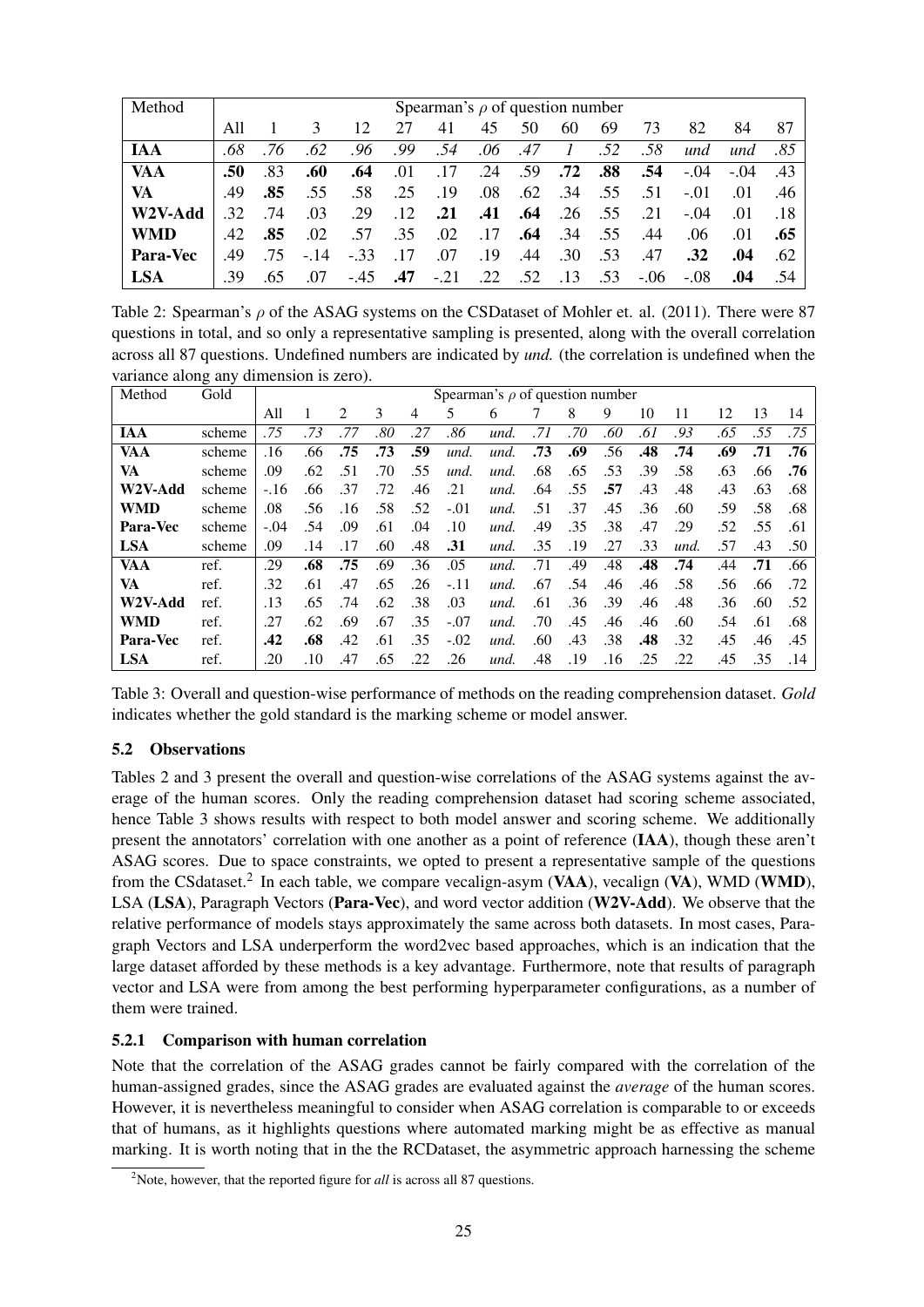| Method | Spearman's $\rho$ of question number | | | | | | | | | | | | | |
|---|---|---|---|---|---|---|---|---|---|---|---|---|---|---|
| | All | 1 | 3 | 12 | 27 | 41 | 45 | 50 | 60 | 69 | 73 | 82 | 84 | 87 |
| **IAA** | *.68* | *.76* | *.62* | *.96* | *.99* | *.54* | *.06* | *.47* | *1* | *.52* | *.58* | *und* | *und* | *.85* |
| **VAA** | **.50** | .83 | **.60** | **.64** | .01 | .17 | .24 | .59 | **.72** | **.88** | **.54** | -.04 | -.04 | .43 |
| **VA** | .49 | **.85** | .55 | .58 | .25 | .19 | .08 | .62 | .34 | .55 | .51 | -.01 | .01 | .46 |
| **W2V-Add** | .32 | .74 | .03 | .29 | .12 | **.21** | **.41** | **.64** | .26 | .55 | .21 | -.04 | .01 | .18 |
| **WMD** | .42 | **.85** | .02 | .57 | .35 | .02 | .17 | **.64** | .34 | .55 | .44 | .06 | .01 | **.65** |
| **Para-Vec** | .49 | .75 | -.14 | -.33 | .17 | .07 | .19 | .44 | .30 | .53 | .47 | **.32** | **.04** | .62 |
| **LSA** | .39 | .65 | .07 | -.45 | **.47** | -.21 | .22 | .52 | .13 | .53 | -.06 | -.08 | **.04** | .54 |

Table 2: Spearman's $\rho$ of the ASAG systems on the CSDataset of Mohler et. al. (2011). There were 87 questions in total, and so only a representative sampling is presented, along with the overall correlation across all 87 questions. Undefined numbers are indicated by *und.* (the correlation is undefined when the variance along any dimension is zero).

| Method | Gold | Spearman's $\rho$ of question number | | | | | | | | | | | | | | |
|---|---|---|---|---|---|---|---|---|---|---|---|---|---|---|---|---|
| | | All | 1 | 2 | 3 | 4 | 5 | 6 | 7 | 8 | 9 | 10 | 11 | 12 | 13 | 14 |
| **IAA** | scheme | *.75* | *.73* | *.77* | *.80* | *.27* | *.86* | *und.* | *.71* | *.70* | *.60* | *.61* | *.93* | *.65* | *.55* | *.75* |
| **VAA** | scheme | .16 | .66 | **.75** | **.73** | **.59** | *und.* | *und.* | **.73** | **.69** | .56 | **.48** | **.74** | **.69** | **.71** | **.76** |
| **VA** | scheme | .09 | .62 | .51 | .70 | .55 | *und.* | *und.* | .68 | .65 | .53 | .39 | .58 | .63 | .66 | **.76** |
| **W2V-Add** | scheme | -.16 | .66 | .37 | .72 | .46 | .21 | *und.* | .64 | .55 | **.57** | .43 | .48 | .43 | .63 | .68 |
| **WMD** | scheme | .08 | .56 | .16 | .58 | .52 | -.01 | *und.* | .51 | .37 | .45 | .36 | .60 | .59 | .58 | .68 |
| **Para-Vec** | scheme | -.04 | .54 | .09 | .61 | .04 | .10 | *und.* | .49 | .35 | .38 | .47 | .29 | .52 | .55 | .61 |
| **LSA** | scheme | .09 | .14 | .17 | .60 | .48 | **.31** | *und.* | .35 | .19 | .27 | .33 | *und.* | .57 | .43 | .50 |
| **VAA** | ref. | .29 | **.68** | **.75** | .69 | .36 | .05 | *und.* | .71 | .49 | .48 | **.48** | **.74** | .44 | **.71** | .66 |
| **VA** | ref. | .32 | .61 | .47 | .65 | .26 | -.11 | *und.* | .67 | .54 | .46 | .46 | .58 | .56 | .66 | .72 |
| **W2V-Add** | ref. | .13 | .65 | .74 | .62 | .38 | .03 | *und.* | .61 | .36 | .39 | .46 | .48 | .36 | .60 | .52 |
| **WMD** | ref. | .27 | .62 | .69 | .67 | .35 | -.07 | *und.* | .70 | .45 | .46 | .46 | .60 | .54 | .61 | .68 |
| **Para-Vec** | ref. | **.42** | **.68** | .42 | .61 | .35 | -.02 | *und.* | .60 | .43 | .38 | **.48** | .32 | .45 | .46 | .45 |
| **LSA** | ref. | .20 | .10 | .47 | .65 | .22 | .26 | *und.* | .48 | .19 | .16 | .25 | .22 | .45 | .35 | .14 |

Table 3: Overall and question-wise performance of methods on the reading comprehension dataset. *Gold* indicates whether the gold standard is the marking scheme or model answer.

### 5.2 Observations

Tables 2 and 3 present the overall and question-wise correlations of the ASAG systems against the average of the human scores. Only the reading comprehension dataset had scoring scheme associated, hence Table 3 shows results with respect to both model answer and scoring scheme. We additionally present the annotators' correlation with one another as a point of reference (**IAA**), though these aren't ASAG scores. Due to space constraints, we opted to present a representative sample of the questions from the CSdataset.[2] In each table, we compare vecalign-asym (**VAA**), vecalign (**VA**), WMD (**WMD**), LSA (**LSA**), Paragraph Vectors (**Para-Vec**), and word vector addition (**W2V-Add**). We observe that the relative performance of models stays approximately the same across both datasets. In most cases, Paragraph Vectors and LSA underperform the word2vec based approaches, which is an indication that the large dataset afforded by these methods is a key advantage. Furthermore, note that results of paragraph vector and LSA were from among the best performing hyperparameter configurations, as a number of them were trained.

#### 5.2.1 Comparison with human correlation

Note that the correlation of the ASAG grades cannot be fairly compared with the correlation of the human-assigned grades, since the ASAG grades are evaluated against the *average* of the human scores. However, it is nevertheless meaningful to consider when ASAG correlation is comparable to or exceeds that of humans, as it highlights questions where automated marking might be as effective as manual marking. It is worth noting that in the the RCDataset, the asymmetric approach harnessing the scheme

[2] Note, however, that the reported figure for *all* is across all 87 questions.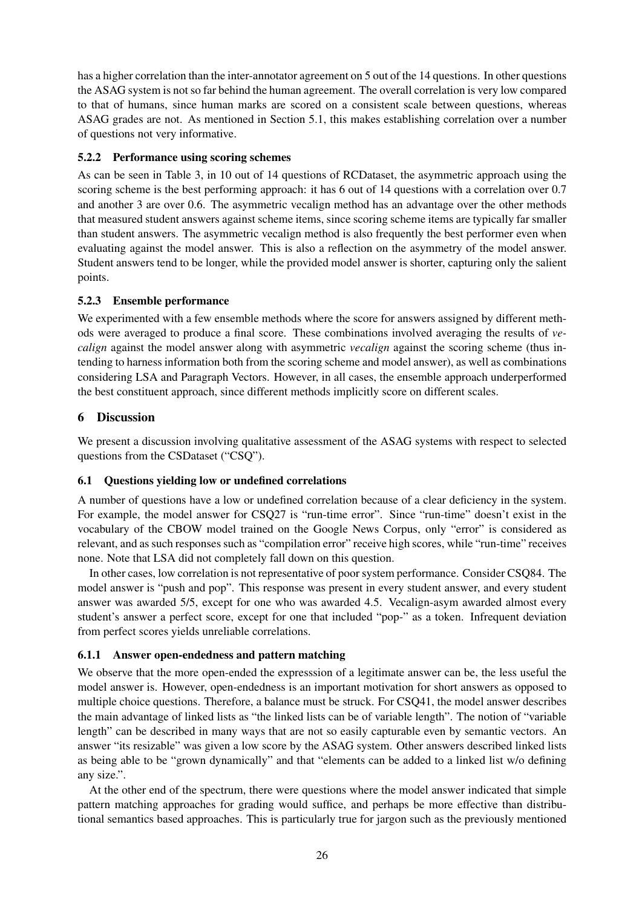has a higher correlation than the inter-annotator agreement on 5 out of the 14 questions. In other questions the ASAG system is not so far behind the human agreement. The overall correlation is very low compared to that of humans, since human marks are scored on a consistent scale between questions, whereas ASAG grades are not. As mentioned in Section 5.1, this makes establishing correlation over a number of questions not very informative.

### 5.2.2 Performance using scoring schemes

As can be seen in Table 3, in 10 out of 14 questions of RCDataset, the asymmetric approach using the scoring scheme is the best performing approach: it has 6 out of 14 questions with a correlation over 0.7 and another 3 are over 0.6. The asymmetric vecalign method has an advantage over the other methods that measured student answers against scheme items, since scoring scheme items are typically far smaller than student answers. The asymmetric vecalign method is also frequently the best performer even when evaluating against the model answer. This is also a reflection on the asymmetry of the model answer. Student answers tend to be longer, while the provided model answer is shorter, capturing only the salient points.

### 5.2.3 Ensemble performance

We experimented with a few ensemble methods where the score for answers assigned by different methods were averaged to produce a final score. These combinations involved averaging the results of *vecalign* against the model answer along with asymmetric *vecalign* against the scoring scheme (thus intending to harness information both from the scoring scheme and model answer), as well as combinations considering LSA and Paragraph Vectors. However, in all cases, the ensemble approach underperformed the best constituent approach, since different methods implicitly score on different scales.

## 6 Discussion

We present a discussion involving qualitative assessment of the ASAG systems with respect to selected questions from the CSDataset ("CSQ").

### 6.1 Questions yielding low or undefined correlations

A number of questions have a low or undefined correlation because of a clear deficiency in the system. For example, the model answer for CSQ27 is "run-time error". Since "run-time" doesn't exist in the vocabulary of the CBOW model trained on the Google News Corpus, only "error" is considered as relevant, and as such responses such as "compilation error" receive high scores, while "run-time" receives none. Note that LSA did not completely fall down on this question.

In other cases, low correlation is not representative of poor system performance. Consider CSQ84. The model answer is "push and pop". This response was present in every student answer, and every student answer was awarded 5/5, except for one who was awarded 4.5. Vecalign-asym awarded almost every student's answer a perfect score, except for one that included "pop-" as a token. Infrequent deviation from perfect scores yields unreliable correlations.

### 6.1.1 Answer open-endedness and pattern matching

We observe that the more open-ended the expresssion of a legitimate answer can be, the less useful the model answer is. However, open-endedness is an important motivation for short answers as opposed to multiple choice questions. Therefore, a balance must be struck. For CSQ41, the model answer describes the main advantage of linked lists as "the linked lists can be of variable length". The notion of "variable length" can be described in many ways that are not so easily capturable even by semantic vectors. An answer "its resizable" was given a low score by the ASAG system. Other answers described linked lists as being able to be "grown dynamically" and that "elements can be added to a linked list w/o defining any size.".

At the other end of the spectrum, there were questions where the model answer indicated that simple pattern matching approaches for grading would suffice, and perhaps be more effective than distributional semantics based approaches. This is particularly true for jargon such as the previously mentioned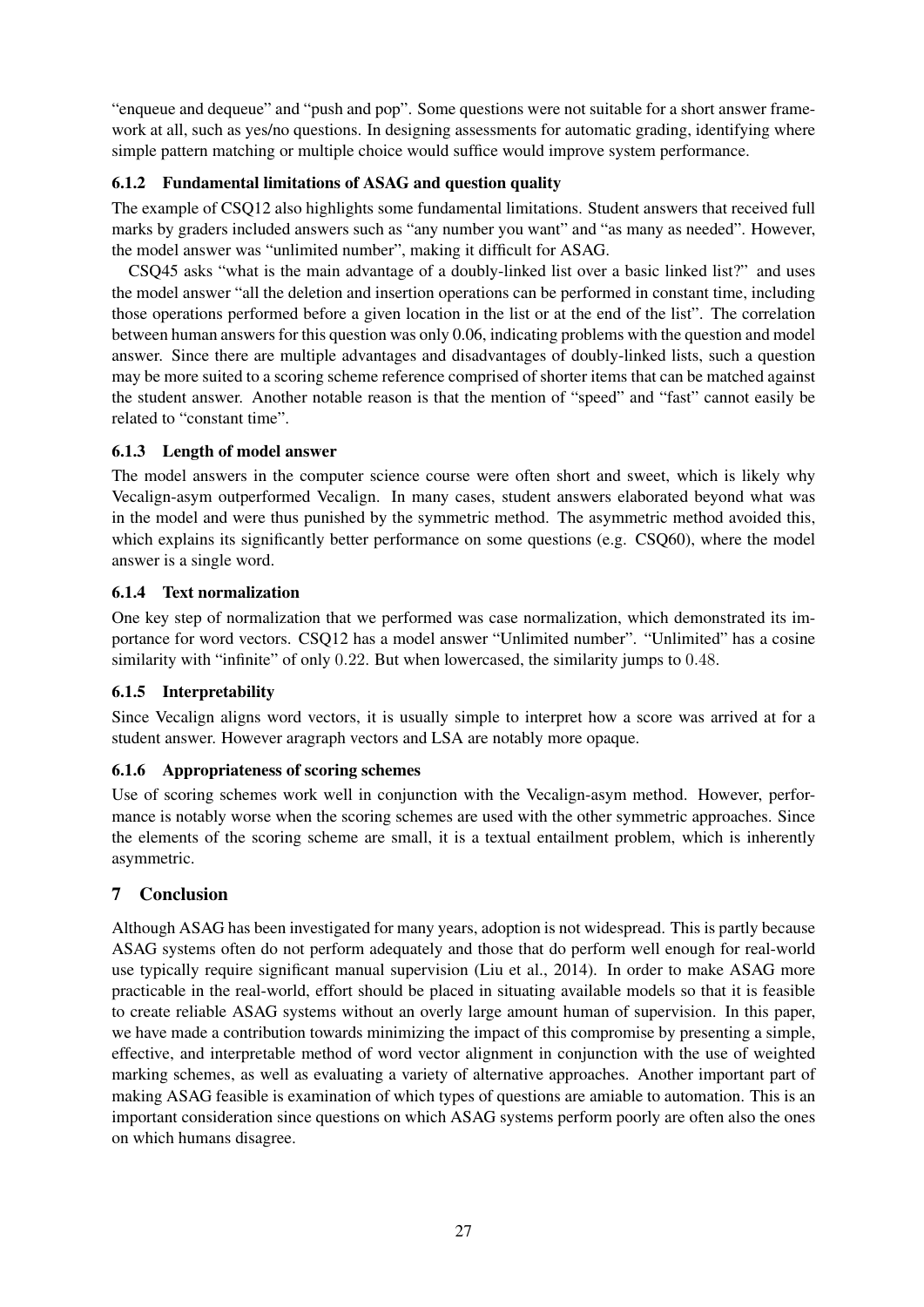"enqueue and dequeue" and "push and pop". Some questions were not suitable for a short answer framework at all, such as yes/no questions. In designing assessments for automatic grading, identifying where simple pattern matching or multiple choice would suffice would improve system performance.

#### 6.1.2 Fundamental limitations of ASAG and question quality

The example of CSQ12 also highlights some fundamental limitations. Student answers that received full marks by graders included answers such as "any number you want" and "as many as needed". However, the model answer was "unlimited number", making it difficult for ASAG.

CSQ45 asks "what is the main advantage of a doubly-linked list over a basic linked list?" and uses the model answer "all the deletion and insertion operations can be performed in constant time, including those operations performed before a given location in the list or at the end of the list". The correlation between human answers for this question was only 0.06, indicating problems with the question and model answer. Since there are multiple advantages and disadvantages of doubly-linked lists, such a question may be more suited to a scoring scheme reference comprised of shorter items that can be matched against the student answer. Another notable reason is that the mention of "speed" and "fast" cannot easily be related to "constant time".

#### 6.1.3 Length of model answer

The model answers in the computer science course were often short and sweet, which is likely why Vecalign-asym outperformed Vecalign. In many cases, student answers elaborated beyond what was in the model and were thus punished by the symmetric method. The asymmetric method avoided this, which explains its significantly better performance on some questions (e.g. CSQ60), where the model answer is a single word.

#### 6.1.4 Text normalization

One key step of normalization that we performed was case normalization, which demonstrated its importance for word vectors. CSQ12 has a model answer "Unlimited number". "Unlimited" has a cosine similarity with "infinite" of only $0.22$. But when lowercased, the similarity jumps to $0.48$.

#### 6.1.5 Interpretability

Since Vecalign aligns word vectors, it is usually simple to interpret how a score was arrived at for a student answer. However aragraph vectors and LSA are notably more opaque.

#### 6.1.6 Appropriateness of scoring schemes

Use of scoring schemes work well in conjunction with the Vecalign-asym method. However, performance is notably worse when the scoring schemes are used with the other symmetric approaches. Since the elements of the scoring scheme are small, it is a textual entailment problem, which is inherently asymmetric.

## 7 Conclusion

Although ASAG has been investigated for many years, adoption is not widespread. This is partly because ASAG systems often do not perform adequately and those that do perform well enough for real-world use typically require significant manual supervision (Liu et al., 2014). In order to make ASAG more practicable in the real-world, effort should be placed in situating available models so that it is feasible to create reliable ASAG systems without an overly large amount human of supervision. In this paper, we have made a contribution towards minimizing the impact of this compromise by presenting a simple, effective, and interpretable method of word vector alignment in conjunction with the use of weighted marking schemes, as well as evaluating a variety of alternative approaches. Another important part of making ASAG feasible is examination of which types of questions are amiable to automation. This is an important consideration since questions on which ASAG systems perform poorly are often also the ones on which humans disagree.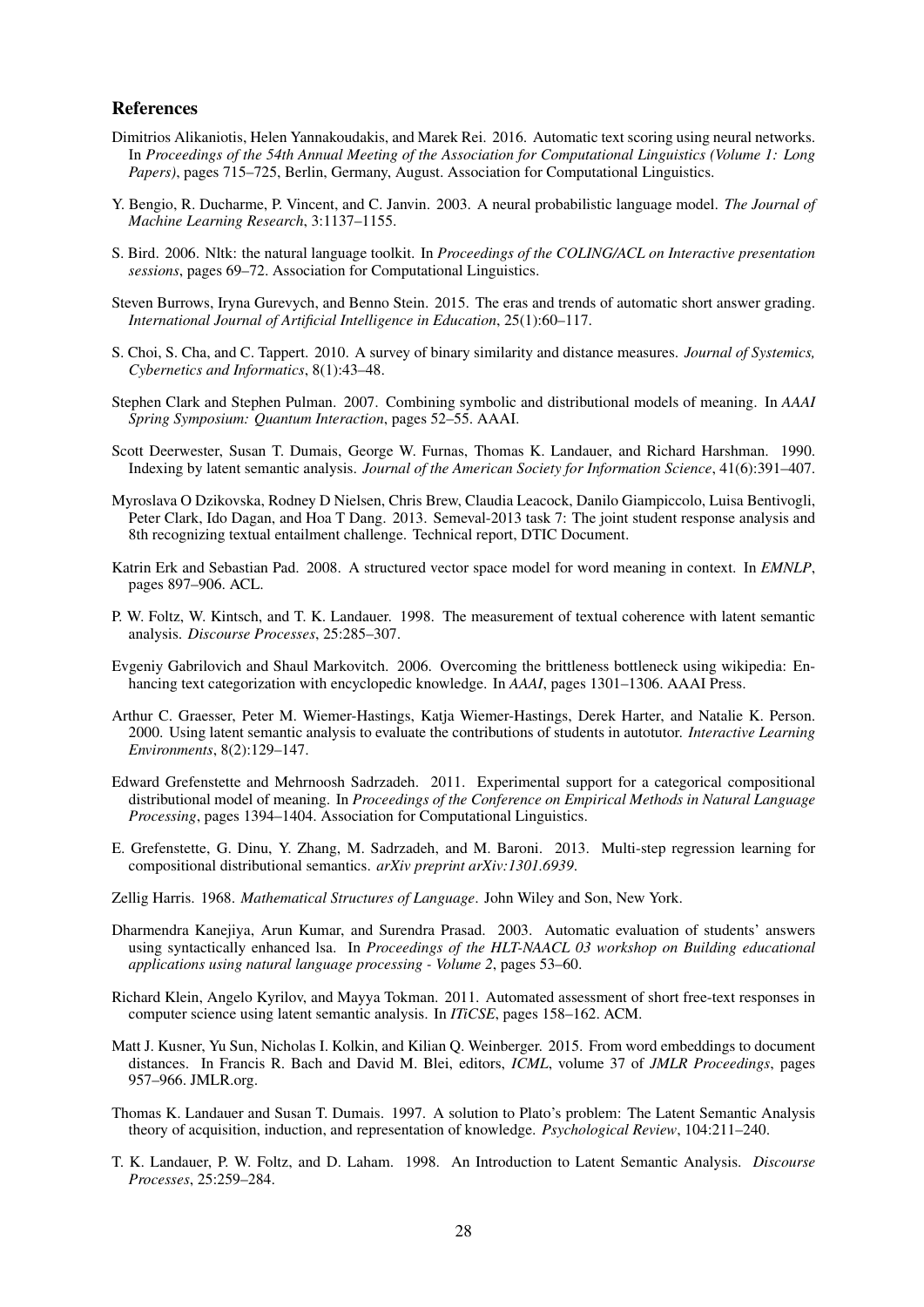## References

Dimitrios Alikaniotis, Helen Yannakoudakis, and Marek Rei. 2016. Automatic text scoring using neural networks. In *Proceedings of the 54th Annual Meeting of the Association for Computational Linguistics (Volume 1: Long Papers)*, pages 715–725, Berlin, Germany, August. Association for Computational Linguistics.

Y. Bengio, R. Ducharme, P. Vincent, and C. Janvin. 2003. A neural probabilistic language model. *The Journal of Machine Learning Research*, 3:1137–1155.

S. Bird. 2006. Nltk: the natural language toolkit. In *Proceedings of the COLING/ACL on Interactive presentation sessions*, pages 69–72. Association for Computational Linguistics.

Steven Burrows, Iryna Gurevych, and Benno Stein. 2015. The eras and trends of automatic short answer grading. *International Journal of Artificial Intelligence in Education*, 25(1):60–117.

S. Choi, S. Cha, and C. Tappert. 2010. A survey of binary similarity and distance measures. *Journal of Systemics, Cybernetics and Informatics*, 8(1):43–48.

Stephen Clark and Stephen Pulman. 2007. Combining symbolic and distributional models of meaning. In *AAAI Spring Symposium: Quantum Interaction*, pages 52–55. AAAI.

Scott Deerwester, Susan T. Dumais, George W. Furnas, Thomas K. Landauer, and Richard Harshman. 1990. Indexing by latent semantic analysis. *Journal of the American Society for Information Science*, 41(6):391–407.

Myroslava O Dzikovska, Rodney D Nielsen, Chris Brew, Claudia Leacock, Danilo Giampiccolo, Luisa Bentivogli, Peter Clark, Ido Dagan, and Hoa T Dang. 2013. Semeval-2013 task 7: The joint student response analysis and 8th recognizing textual entailment challenge. Technical report, DTIC Document.

Katrin Erk and Sebastian Pad. 2008. A structured vector space model for word meaning in context. In *EMNLP*, pages 897–906. ACL.

P. W. Foltz, W. Kintsch, and T. K. Landauer. 1998. The measurement of textual coherence with latent semantic analysis. *Discourse Processes*, 25:285–307.

Evgeniy Gabrilovich and Shaul Markovitch. 2006. Overcoming the brittleness bottleneck using wikipedia: Enhancing text categorization with encyclopedic knowledge. In *AAAI*, pages 1301–1306. AAAI Press.

Arthur C. Graesser, Peter M. Wiemer-Hastings, Katja Wiemer-Hastings, Derek Harter, and Natalie K. Person. 2000. Using latent semantic analysis to evaluate the contributions of students in autotutor. *Interactive Learning Environments*, 8(2):129–147.

Edward Grefenstette and Mehrnoosh Sadrzadeh. 2011. Experimental support for a categorical compositional distributional model of meaning. In *Proceedings of the Conference on Empirical Methods in Natural Language Processing*, pages 1394–1404. Association for Computational Linguistics.

E. Grefenstette, G. Dinu, Y. Zhang, M. Sadrzadeh, and M. Baroni. 2013. Multi-step regression learning for compositional distributional semantics. *arXiv preprint arXiv:1301.6939*.

Zellig Harris. 1968. *Mathematical Structures of Language*. John Wiley and Son, New York.

Dharmendra Kanejiya, Arun Kumar, and Surendra Prasad. 2003. Automatic evaluation of students' answers using syntactically enhanced lsa. In *Proceedings of the HLT-NAACL 03 workshop on Building educational applications using natural language processing - Volume 2*, pages 53–60.

Richard Klein, Angelo Kyrilov, and Mayya Tokman. 2011. Automated assessment of short free-text responses in computer science using latent semantic analysis. In *ITiCSE*, pages 158–162. ACM.

Matt J. Kusner, Yu Sun, Nicholas I. Kolkin, and Kilian Q. Weinberger. 2015. From word embeddings to document distances. In Francis R. Bach and David M. Blei, editors, *ICML*, volume 37 of *JMLR Proceedings*, pages 957–966. JMLR.org.

Thomas K. Landauer and Susan T. Dumais. 1997. A solution to Plato's problem: The Latent Semantic Analysis theory of acquisition, induction, and representation of knowledge. *Psychological Review*, 104:211–240.

T. K. Landauer, P. W. Foltz, and D. Laham. 1998. An Introduction to Latent Semantic Analysis. *Discourse Processes*, 25:259–284.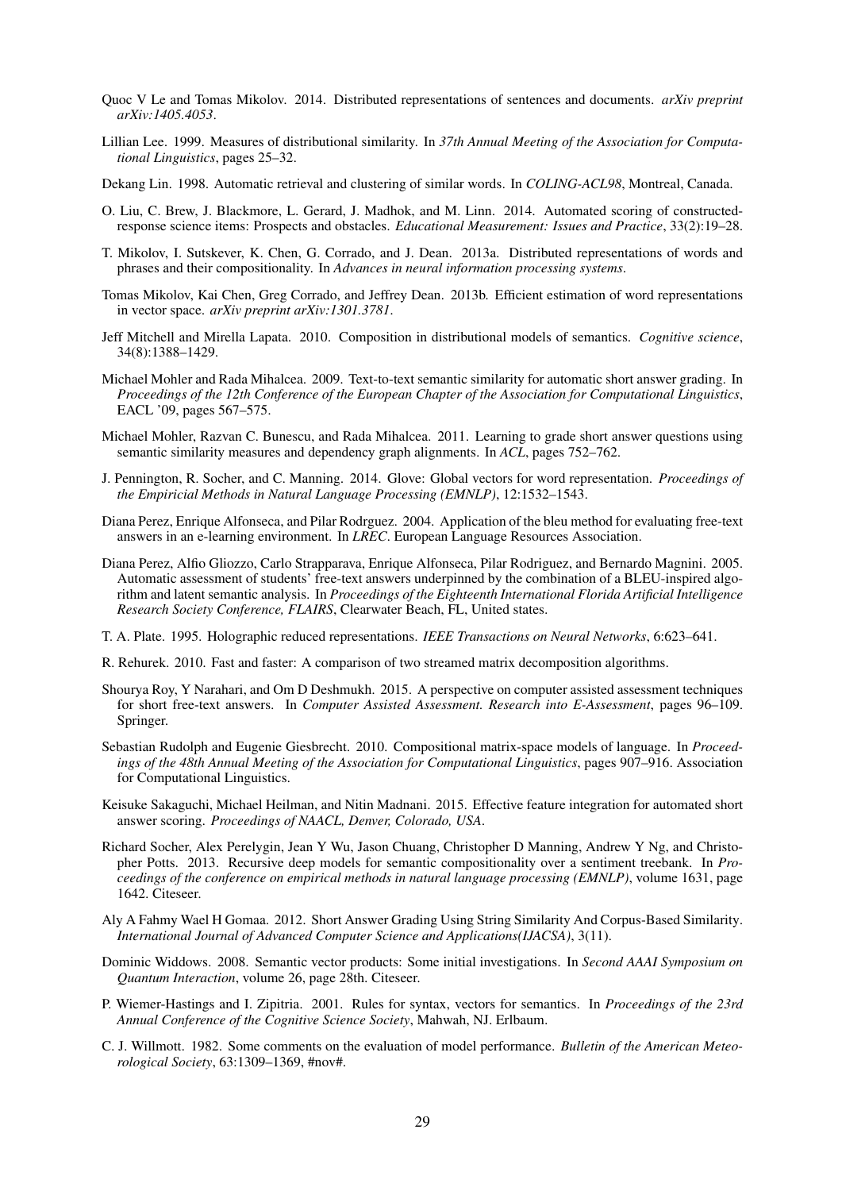Quoc V Le and Tomas Mikolov. 2014. Distributed representations of sentences and documents. *arXiv preprint arXiv:1405.4053*.

Lillian Lee. 1999. Measures of distributional similarity. In *37th Annual Meeting of the Association for Computational Linguistics*, pages 25–32.

Dekang Lin. 1998. Automatic retrieval and clustering of similar words. In *COLING-ACL98*, Montreal, Canada.

O. Liu, C. Brew, J. Blackmore, L. Gerard, J. Madhok, and M. Linn. 2014. Automated scoring of constructed-response science items: Prospects and obstacles. *Educational Measurement: Issues and Practice*, 33(2):19–28.

T. Mikolov, I. Sutskever, K. Chen, G. Corrado, and J. Dean. 2013a. Distributed representations of words and phrases and their compositionality. In *Advances in neural information processing systems*.

Tomas Mikolov, Kai Chen, Greg Corrado, and Jeffrey Dean. 2013b. Efficient estimation of word representations in vector space. *arXiv preprint arXiv:1301.3781*.

Jeff Mitchell and Mirella Lapata. 2010. Composition in distributional models of semantics. *Cognitive science*, 34(8):1388–1429.

Michael Mohler and Rada Mihalcea. 2009. Text-to-text semantic similarity for automatic short answer grading. In *Proceedings of the 12th Conference of the European Chapter of the Association for Computational Linguistics*, EACL '09, pages 567–575.

Michael Mohler, Razvan C. Bunescu, and Rada Mihalcea. 2011. Learning to grade short answer questions using semantic similarity measures and dependency graph alignments. In *ACL*, pages 752–762.

J. Pennington, R. Socher, and C. Manning. 2014. Glove: Global vectors for word representation. *Proceedings of the Empiricial Methods in Natural Language Processing (EMNLP)*, 12:1532–1543.

Diana Perez, Enrique Alfonseca, and Pilar Rodrguez. 2004. Application of the bleu method for evaluating free-text answers in an e-learning environment. In *LREC*. European Language Resources Association.

Diana Perez, Alfio Gliozzo, Carlo Strapparava, Enrique Alfonseca, Pilar Rodriguez, and Bernardo Magnini. 2005. Automatic assessment of students' free-text answers underpinned by the combination of a BLEU-inspired algorithm and latent semantic analysis. In *Proceedings of the Eighteenth International Florida Artificial Intelligence Research Society Conference, FLAIRS*, Clearwater Beach, FL, United states.

T. A. Plate. 1995. Holographic reduced representations. *IEEE Transactions on Neural Networks*, 6:623–641.

R. Rehurek. 2010. Fast and faster: A comparison of two streamed matrix decomposition algorithms.

Shourya Roy, Y Narahari, and Om D Deshmukh. 2015. A perspective on computer assisted assessment techniques for short free-text answers. In *Computer Assisted Assessment. Research into E-Assessment*, pages 96–109. Springer.

Sebastian Rudolph and Eugenie Giesbrecht. 2010. Compositional matrix-space models of language. In *Proceedings of the 48th Annual Meeting of the Association for Computational Linguistics*, pages 907–916. Association for Computational Linguistics.

Keisuke Sakaguchi, Michael Heilman, and Nitin Madnani. 2015. Effective feature integration for automated short answer scoring. *Proceedings of NAACL, Denver, Colorado, USA*.

Richard Socher, Alex Perelygin, Jean Y Wu, Jason Chuang, Christopher D Manning, Andrew Y Ng, and Christopher Potts. 2013. Recursive deep models for semantic compositionality over a sentiment treebank. In *Proceedings of the conference on empirical methods in natural language processing (EMNLP)*, volume 1631, page 1642. Citeseer.

Aly A Fahmy Wael H Gomaa. 2012. Short Answer Grading Using String Similarity And Corpus-Based Similarity. *International Journal of Advanced Computer Science and Applications(IJACSA)*, 3(11).

Dominic Widdows. 2008. Semantic vector products: Some initial investigations. In *Second AAAI Symposium on Quantum Interaction*, volume 26, page 28th. Citeseer.

P. Wiemer-Hastings and I. Zipitria. 2001. Rules for syntax, vectors for semantics. In *Proceedings of the 23rd Annual Conference of the Cognitive Science Society*, Mahwah, NJ. Erlbaum.

C. J. Willmott. 1982. Some comments on the evaluation of model performance. *Bulletin of the American Meteorological Society*, 63:1309–1369, #nov#.